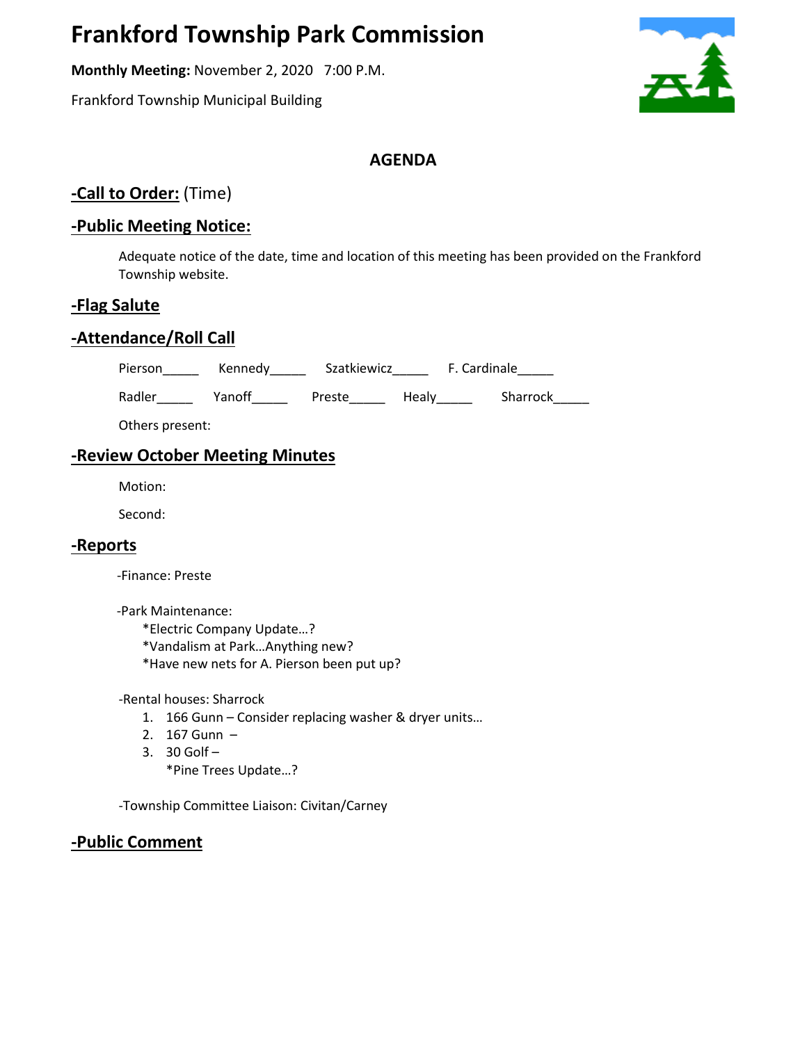# Frankford Township Park Commission

**Monthly Meeting:** November 2, 2020 7:00 P.M.

Frankford Township Municipal Building

## AGENDA

## -Call to Order: (Time)

## -Public Meeting Notice:

Adequate notice of the date, time and location of this meeting has been provided on the Frankford Township website.

## -Flag Salute

## -Attendance/Roll Call

Pierson_____ Kennedy_____ Szatkiewicz_____ F. Cardinale_____

Radler_____ Yanoff_____ Preste_____ Healy_____ Sharrock_____

Others present:

## -Review October Meeting Minutes

Motion:

Second:

## -Reports

-Finance: Preste

-Park Maintenance:

*Electric Company Update…?
*Vandalism at Park…Anything new?
*Have new nets for A. Pierson been put up?

-Rental houses: Sharrock

1. 166 Gunn – Consider replacing washer & dryer units…
2. 167 Gunn –
3. 30 Golf –
   *Pine Trees Update…?

-Township Committee Liaison: Civitan/Carney

## -Public Comment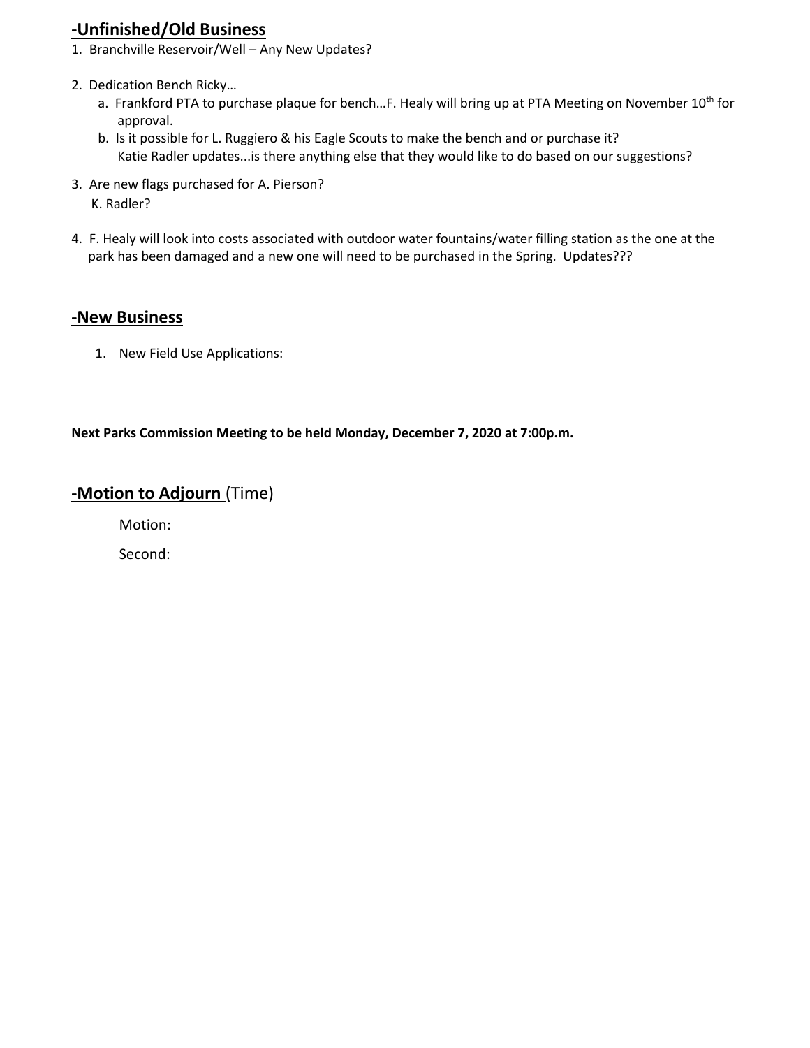## -Unfinished/Old Business

1. Branchville Reservoir/Well – Any New Updates?

2. Dedication Bench Ricky…
   a. Frankford PTA to purchase plaque for bench…F. Healy will bring up at PTA Meeting on November 10th for approval.
   b. Is it possible for L. Ruggiero & his Eagle Scouts to make the bench and or purchase it?
      Katie Radler updates...is there anything else that they would like to do based on our suggestions?

3. Are new flags purchased for A. Pierson?
   K. Radler?

4. F. Healy will look into costs associated with outdoor water fountains/water filling station as the one at the park has been damaged and a new one will need to be purchased in the Spring. Updates???

## -New Business

1. New Field Use Applications:

**Next Parks Commission Meeting to be held Monday, December 7, 2020 at 7:00p.m.**

## -Motion to Adjourn (Time)

Motion:

Second: